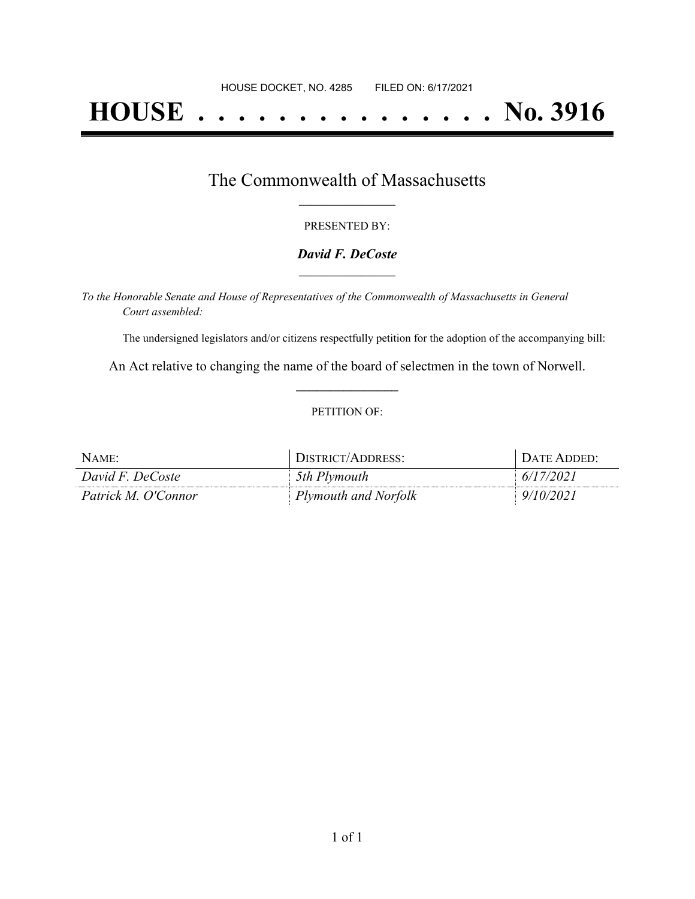HOUSE DOCKET, NO. 4285 FILED ON: 6/17/2021

# HOUSE . . . . . . . . . . . . . . . No. 3916

## The Commonwealth of Massachusetts

PRESENTED BY:

***David F. DeCoste***

*To the Honorable Senate and House of Representatives of the Commonwealth of Massachusetts in General Court assembled:*

The undersigned legislators and/or citizens respectfully petition for the adoption of the accompanying bill:

An Act relative to changing the name of the board of selectmen in the town of Norwell.

PETITION OF:

| NAME: | DISTRICT/ADDRESS: | DATE ADDED: |
|---|---|---|
| *David F. DeCoste* | *5th Plymouth* | *6/17/2021* |
| *Patrick M. O'Connor* | *Plymouth and Norfolk* | *9/10/2021* |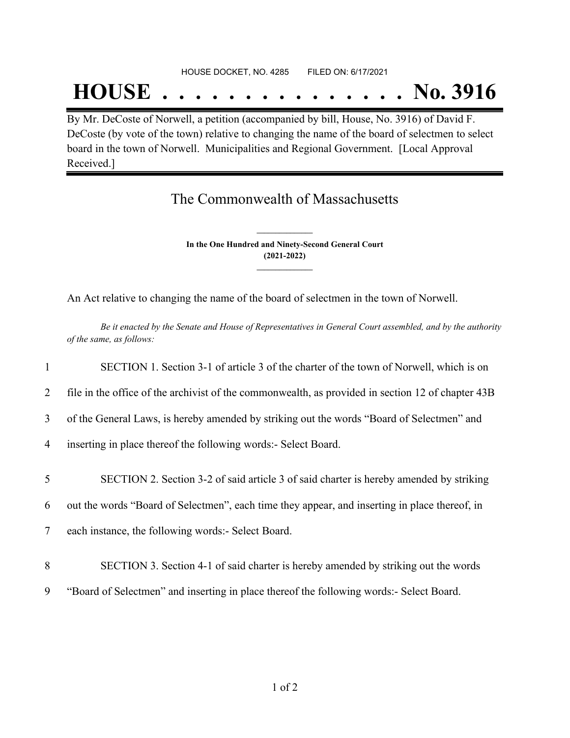HOUSE DOCKET, NO. 4285        FILED ON: 6/17/2021

# HOUSE . . . . . . . . . . . . . . . No. 3916

By Mr. DeCoste of Norwell, a petition (accompanied by bill, House, No. 3916) of David F. DeCoste (by vote of the town) relative to changing the name of the board of selectmen to select board in the town of Norwell. Municipalities and Regional Government. [Local Approval Received.]

## The Commonwealth of Massachusetts

**In the One Hundred and Ninety-Second General Court**
**(2021-2022)**

An Act relative to changing the name of the board of selectmen in the town of Norwell.

*Be it enacted by the Senate and House of Representatives in General Court assembled, and by the authority of the same, as follows:*

1 SECTION 1. Section 3-1 of article 3 of the charter of the town of Norwell, which is on
2 file in the office of the archivist of the commonwealth, as provided in section 12 of chapter 43B
3 of the General Laws, is hereby amended by striking out the words "Board of Selectmen" and
4 inserting in place thereof the following words:- Select Board.

5 SECTION 2. Section 3-2 of said article 3 of said charter is hereby amended by striking
6 out the words "Board of Selectmen", each time they appear, and inserting in place thereof, in
7 each instance, the following words:- Select Board.

8 SECTION 3. Section 4-1 of said charter is hereby amended by striking out the words
9 "Board of Selectmen" and inserting in place thereof the following words:- Select Board.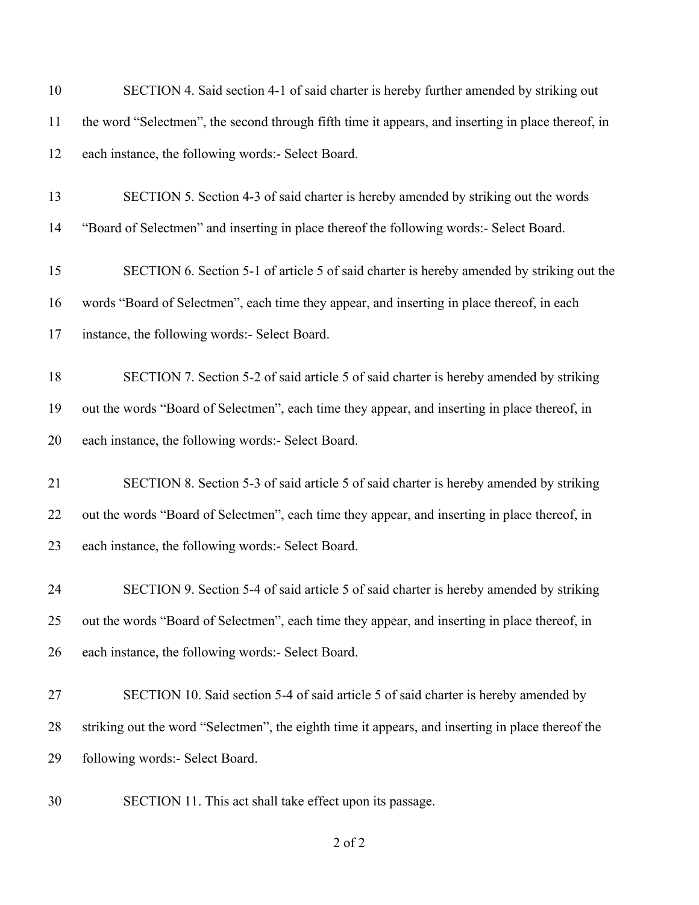SECTION 4. Said section 4-1 of said charter is hereby further amended by striking out the word "Selectmen", the second through fifth time it appears, and inserting in place thereof, in each instance, the following words:- Select Board.

SECTION 5. Section 4-3 of said charter is hereby amended by striking out the words "Board of Selectmen" and inserting in place thereof the following words:- Select Board.

SECTION 6. Section 5-1 of article 5 of said charter is hereby amended by striking out the words "Board of Selectmen", each time they appear, and inserting in place thereof, in each instance, the following words:- Select Board.

SECTION 7. Section 5-2 of said article 5 of said charter is hereby amended by striking out the words "Board of Selectmen", each time they appear, and inserting in place thereof, in each instance, the following words:- Select Board.

SECTION 8. Section 5-3 of said article 5 of said charter is hereby amended by striking out the words "Board of Selectmen", each time they appear, and inserting in place thereof, in each instance, the following words:- Select Board.

SECTION 9. Section 5-4 of said article 5 of said charter is hereby amended by striking out the words "Board of Selectmen", each time they appear, and inserting in place thereof, in each instance, the following words:- Select Board.

SECTION 10. Said section 5-4 of said article 5 of said charter is hereby amended by striking out the word "Selectmen", the eighth time it appears, and inserting in place thereof the following words:- Select Board.

SECTION 11. This act shall take effect upon its passage.